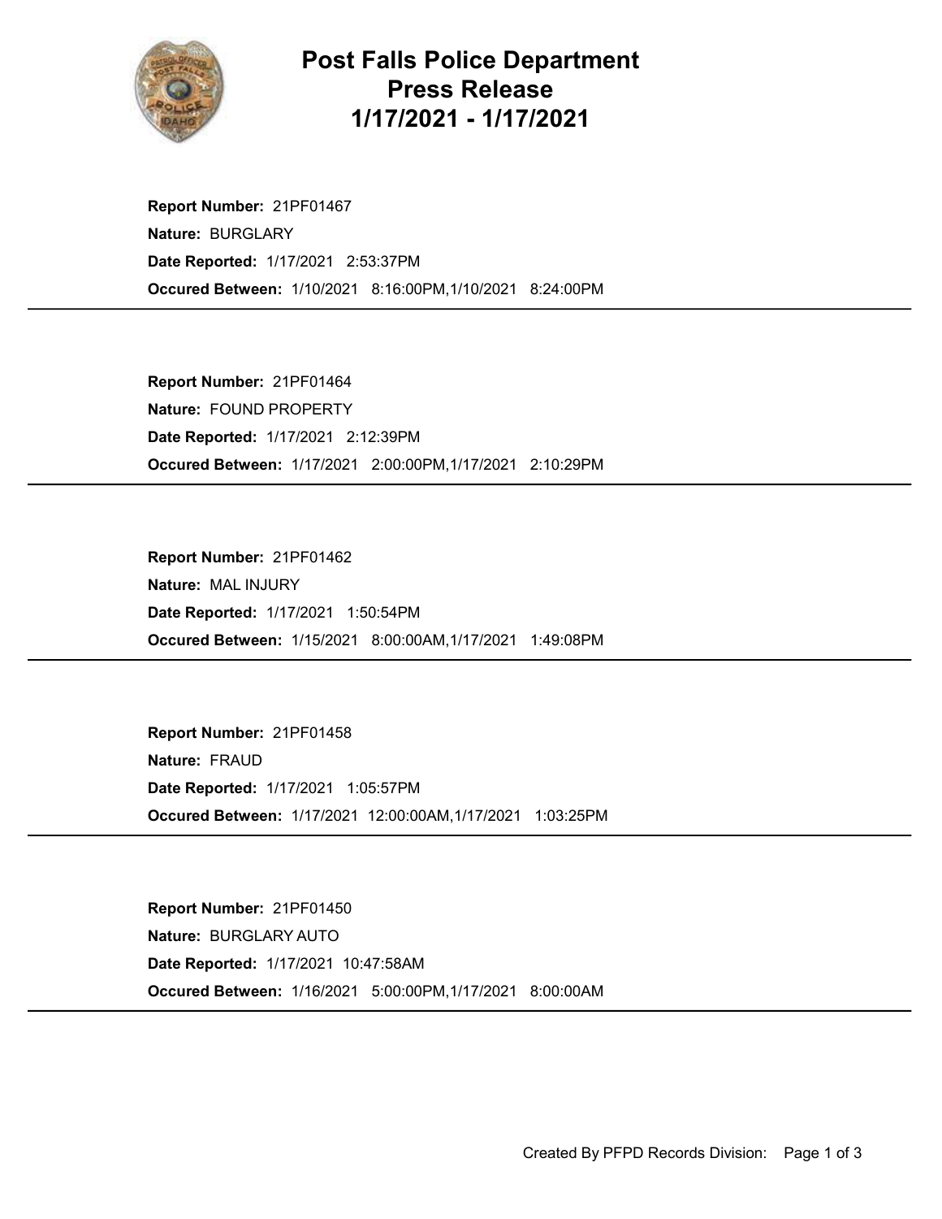# Post Falls Police Department Press Release 1/17/2021 - 1/17/2021

**Report Number:** 21PF01467
**Nature:** BURGLARY
**Date Reported:** 1/17/2021 2:53:37PM
**Occured Between:** 1/10/2021 8:16:00PM,1/10/2021 8:24:00PM

---

**Report Number:** 21PF01464
**Nature:** FOUND PROPERTY
**Date Reported:** 1/17/2021 2:12:39PM
**Occured Between:** 1/17/2021 2:00:00PM,1/17/2021 2:10:29PM

---

**Report Number:** 21PF01462
**Nature:** MAL INJURY
**Date Reported:** 1/17/2021 1:50:54PM
**Occured Between:** 1/15/2021 8:00:00AM,1/17/2021 1:49:08PM

---

**Report Number:** 21PF01458
**Nature:** FRAUD
**Date Reported:** 1/17/2021 1:05:57PM
**Occured Between:** 1/17/2021 12:00:00AM,1/17/2021 1:03:25PM

---

**Report Number:** 21PF01450
**Nature:** BURGLARY AUTO
**Date Reported:** 1/17/2021 10:47:58AM
**Occured Between:** 1/16/2021 5:00:00PM,1/17/2021 8:00:00AM

---

Created By PFPD Records Division: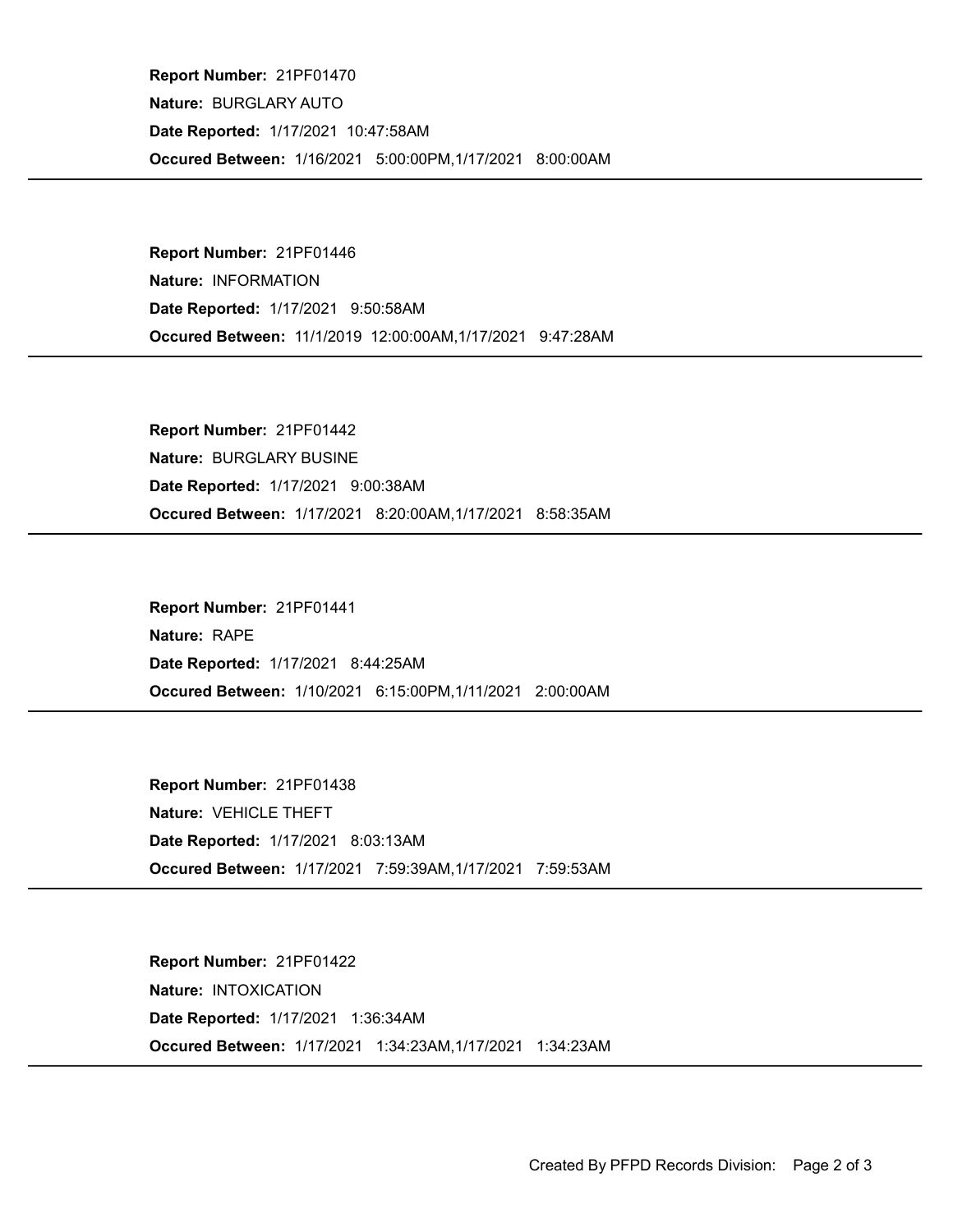**Report Number:** 21PF01470

**Nature:** BURGLARY AUTO

**Date Reported:** 1/17/2021 10:47:58AM

**Occured Between:** 1/16/2021 5:00:00PM,1/17/2021 8:00:00AM

---

**Report Number:** 21PF01446

**Nature:** INFORMATION

**Date Reported:** 1/17/2021 9:50:58AM

**Occured Between:** 11/1/2019 12:00:00AM,1/17/2021 9:47:28AM

---

**Report Number:** 21PF01442

**Nature:** BURGLARY BUSINE

**Date Reported:** 1/17/2021 9:00:38AM

**Occured Between:** 1/17/2021 8:20:00AM,1/17/2021 8:58:35AM

---

**Report Number:** 21PF01441

**Nature:** RAPE

**Date Reported:** 1/17/2021 8:44:25AM

**Occured Between:** 1/10/2021 6:15:00PM,1/11/2021 2:00:00AM

---

**Report Number:** 21PF01438

**Nature:** VEHICLE THEFT

**Date Reported:** 1/17/2021 8:03:13AM

**Occured Between:** 1/17/2021 7:59:39AM,1/17/2021 7:59:53AM

---

**Report Number:** 21PF01422

**Nature:** INTOXICATION

**Date Reported:** 1/17/2021 1:36:34AM

**Occured Between:** 1/17/2021 1:34:23AM,1/17/2021 1:34:23AM

---

Created By PFPD Records Division: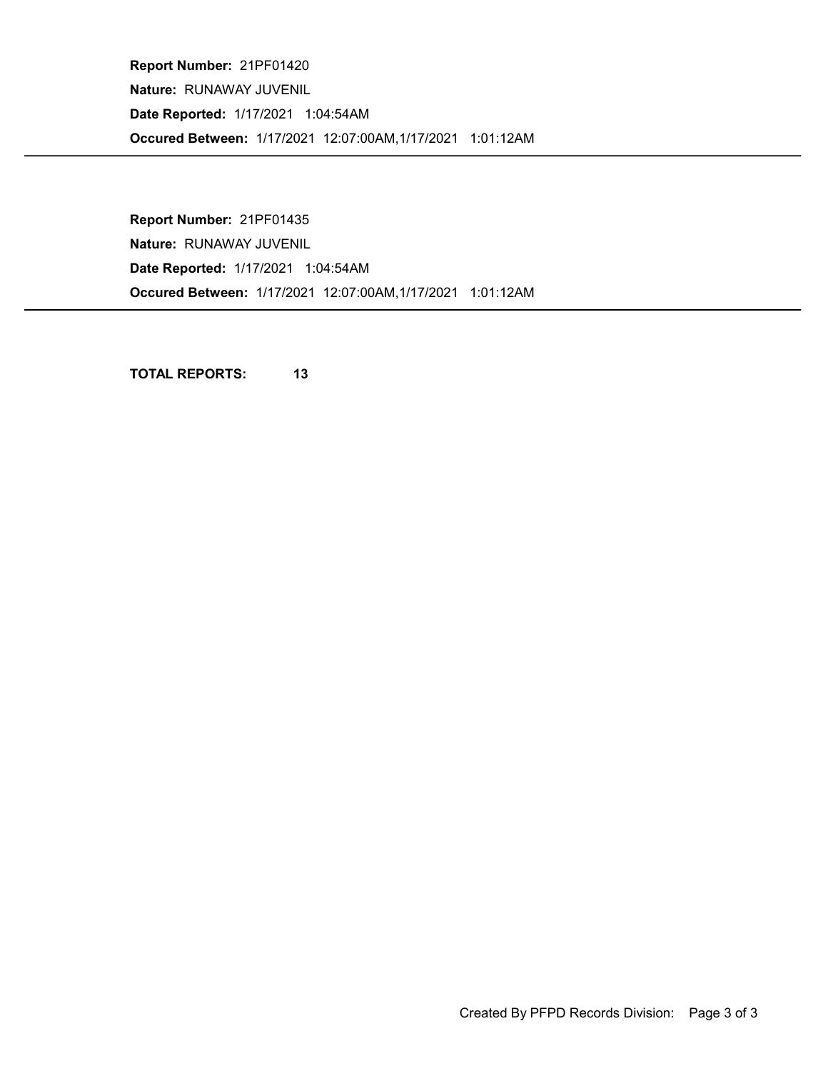**Report Number:** 21PF01420

**Nature:** RUNAWAY JUVENIL

**Date Reported:** 1/17/2021 1:04:54AM

**Occured Between:** 1/17/2021 12:07:00AM,1/17/2021 1:01:12AM

---

**Report Number:** 21PF01435

**Nature:** RUNAWAY JUVENIL

**Date Reported:** 1/17/2021 1:04:54AM

**Occured Between:** 1/17/2021 12:07:00AM,1/17/2021 1:01:12AM

---

**TOTAL REPORTS: 13**

Created By PFPD Records Division: